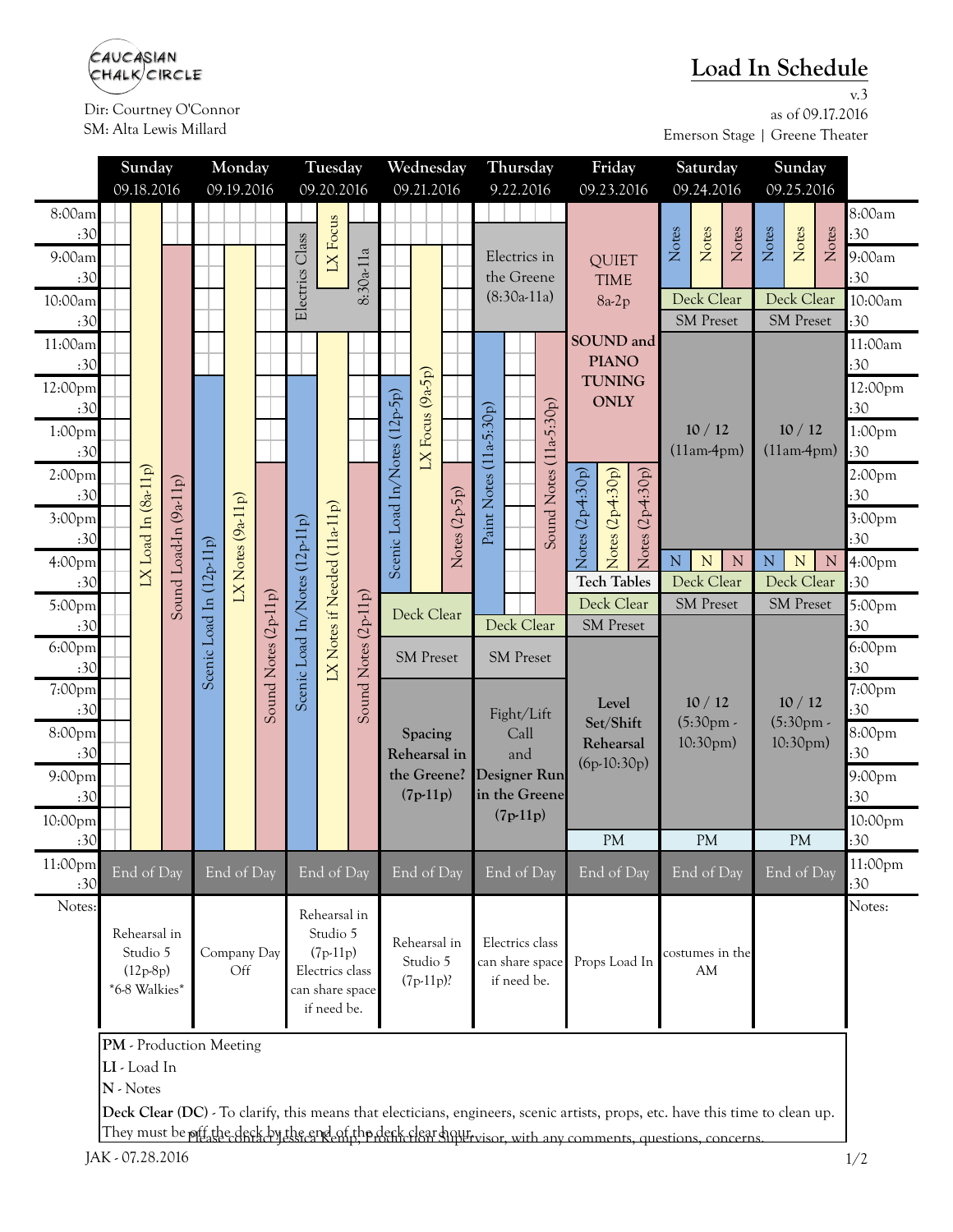Caucasian Chalk Circle

Dir: Courtney O'Connor
SM: Alta Lewis Millard

# Load In Schedule

v.3
as of 09.17.2016
Emerson Stage | Greene Theater

| Day | Schedule |
|---|---|
| **Sunday 09.18.2016** | LX Load In (8a-11p); Sound Load-In (9a-11p); End of Day (11:00pm) |
| **Monday 09.19.2016** | Scenic Load In (12p-11p); LX Notes (9a-11p); Sound Notes (2p-11p); End of Day (11:00pm) |
| **Tuesday 09.20.2016** | Electrics Class / LX Focus (8:30a-11a); Scenic Load In/Notes (12p-11p); LX Notes if Needed (11a-11p); Sound Notes (2p-11p); End of Day (11:00pm) |
| **Wednesday 09.21.2016** | Scenic Load In/Notes (12p-5p); LX Focus (9a-5p); Notes (2p-5p); Deck Clear (5:00pm); SM Preset (6:00pm); Spacing Rehearsal in the Greene? (7p-11p); End of Day (11:00pm) |
| **Thursday 9.22.2016** | Electrics in the Greene (8:30a-11a); Paint Notes (11a-5:30p); Sound Notes (11a-5:30p); Deck Clear (5:30pm); SM Preset (6:00pm); Fight/Lift Call and Designer Run in the Greene (7p-11p); End of Day (11:00pm) |
| **Friday 09.23.2016** | QUIET TIME 8a-2p — SOUND and PIANO TUNING ONLY; Notes (2p-4:30p); Notes (2p-4:30p); Notes (2p-4:30p); Tech Tables (4:30pm); Deck Clear (5:00pm); SM Preset (5:30pm); Level Set/Shift Rehearsal (6p-10:30p); PM (10:30pm); End of Day (11:00pm) |
| **Saturday 09.24.2016** | Notes / Notes / Notes (8:00am-10:00am); Deck Clear (10:00am); SM Preset (10:30am); 10 / 12 (11am-4pm); N / N / N (4:00pm); Deck Clear (4:30pm); SM Preset (5:00pm); 10 / 12 (5:30pm - 10:30pm); PM (10:30pm); End of Day (11:00pm) |
| **Sunday 09.25.2016** | Notes / Notes / Notes (8:00am-10:00am); Deck Clear (10:00am); SM Preset (10:30am); 10 / 12 (11am-4pm); N / N / N (4:00pm); Deck Clear (4:30pm); SM Preset (5:00pm); 10 / 12 (5:30pm - 10:30pm); PM (10:30pm); End of Day (11:00pm) |

**Notes:**

| Sunday 09.18.2016 | Monday 09.19.2016 | Tuesday 09.20.2016 | Wednesday 09.21.2016 | Thursday 9.22.2016 | Friday 09.23.2016 | Saturday 09.24.2016 | Sunday 09.25.2016 |
|---|---|---|---|---|---|---|---|
| Rehearsal in Studio 5 (12p-8p) *6-8 Walkies* | Company Day Off | Rehearsal in Studio 5 (7p-11p) Electrics class can share space if need be. | Rehearsal in Studio 5 (7p-11p)? | Electrics class can share space if need be. | Props Load In | costumes in the AM | |

**PM** - Production Meeting

**LI** - Load In

**N** - Notes

**Deck Clear (DC)** - To clarify, this means that electicians, engineers, scenic artists, props, etc. have this time to clean up. They must be off the deck by the end of the deck clear hour.

Please contact Jessica Kemp, Production Supervisor, with any comments, questions, concerns.

JAK - 07.28.2016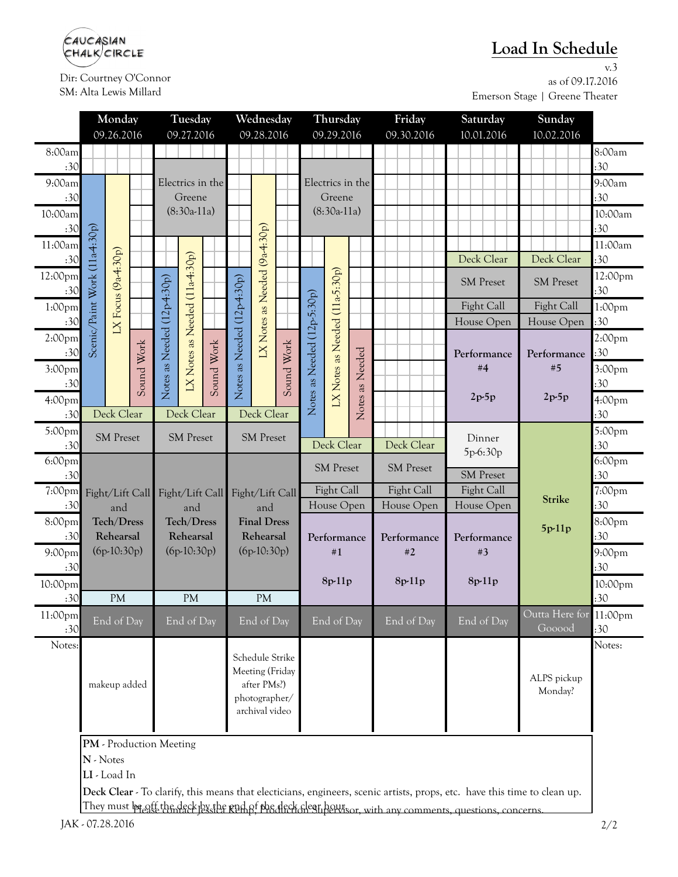Caucasian Chalk Circle

# Load In Schedule

v.3
as of 09.17.2016
Emerson Stage | Greene Theater

Dir: Courtney O'Connor
SM: Alta Lewis Millard

| | Monday 09.26.2016 | Tuesday 09.27.2016 | Wednesday 09.28.2016 | Thursday 09.29.2016 | Friday 09.30.2016 | Saturday 10.01.2016 | Sunday 10.02.2016 |
|---|---|---|---|---|---|---|---|
| 8:30am–11:00am | Scenic/Paint Work (11a-4:30p); LX Focus (9a-4:30p) | Electrics in the Greene (8:30a-11a) | LX Notes as Needed (9a-4:30p) | Electrics in the Greene (8:30a-11a) | | | |
| 11:00am | | LX Notes as Needed (11a-4:30p) | | LX Notes as Needed (11a-5:30p) | | | |
| 11:30am | | | | | | Deck Clear | Deck Clear |
| 12:00pm | | Notes as Needed (12p-4:30p) | Notes as Needed (12p-4:30p) | Notes as Needed (12p-5:30p) | | SM Preset | SM Preset |
| 1:00pm | | | | | | Fight Call | Fight Call |
| 1:30pm | | | | | | House Open | House Open |
| 2:00pm | Sound Work | Sound Work | Sound Work | Notes as Needed | | Performance #4 2p-5p | Performance #5 2p-5p |
| 4:30pm | Deck Clear | Deck Clear | Deck Clear | | | | |
| 5:00pm | SM Preset | SM Preset | SM Preset | | | Dinner 5p-6:30p | Strike 5p-11p |
| 5:30pm | | | | Deck Clear | Deck Clear | | |
| 6:00pm | Fight/Lift Call and Tech/Dress Rehearsal (6p-10:30p) | Fight/Lift Call and Tech/Dress Rehearsal (6p-10:30p) | Fight/Lift Call and Final Dress Rehearsal (6p-10:30p) | SM Preset | SM Preset | | |
| 6:30pm | | | | | | SM Preset | |
| 7:00pm | | | | Fight Call | Fight Call | Fight Call | |
| 7:30pm | | | | House Open | House Open | House Open | |
| 8:00pm | | | | Performance #1 8p-11p | Performance #2 8p-11p | Performance #3 8p-11p | |
| 10:30pm | PM | PM | PM | | | | |
| 11:00pm | End of Day | End of Day | End of Day | End of Day | End of Day | End of Day | Outta Here for Gooood |
| Notes: | makeup added | | Schedule Strike Meeting (Friday after PMs?) photographer/ archival video | | | | ALPS pickup Monday? |

**PM** - Production Meeting
**N** - Notes
**LI** - Load In
**Deck Clear** - To clarify, this means that electicians, engineers, scenic artists, props, etc. have this time to clean up. They must be off the deck by the end of the deck clear hour.

Please contact Jessica Kemp, Production Supervisor, with any comments, questions, concerns.

JAK - 07.28.2016